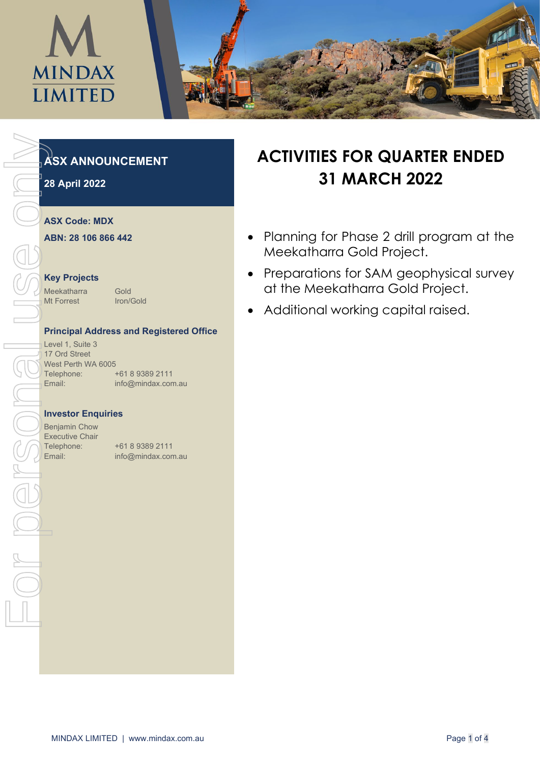MINDAX LIMITED

**ASX ANNOUNCEMENT**

**28 April 2022**

**ASX Code: MDX**

**ABN: 28 106 866 442**

**Key Projects**

| | |
|---|---|
| Meekatharra | Gold |
| Mt Forrest | Iron/Gold |

**Principal Address and Registered Office**

Level 1, Suite 3
17 Ord Street
West Perth WA 6005
Telephone: +61 8 9389 2111
Email: info@mindax.com.au

**Investor Enquiries**

Benjamin Chow
Executive Chair
Telephone: +61 8 9389 2111
Email: info@mindax.com.au

# ACTIVITIES FOR QUARTER ENDED 31 MARCH 2022

- Planning for Phase 2 drill program at the Meekatharra Gold Project.
- Preparations for SAM geophysical survey at the Meekatharra Gold Project.
- Additional working capital raised.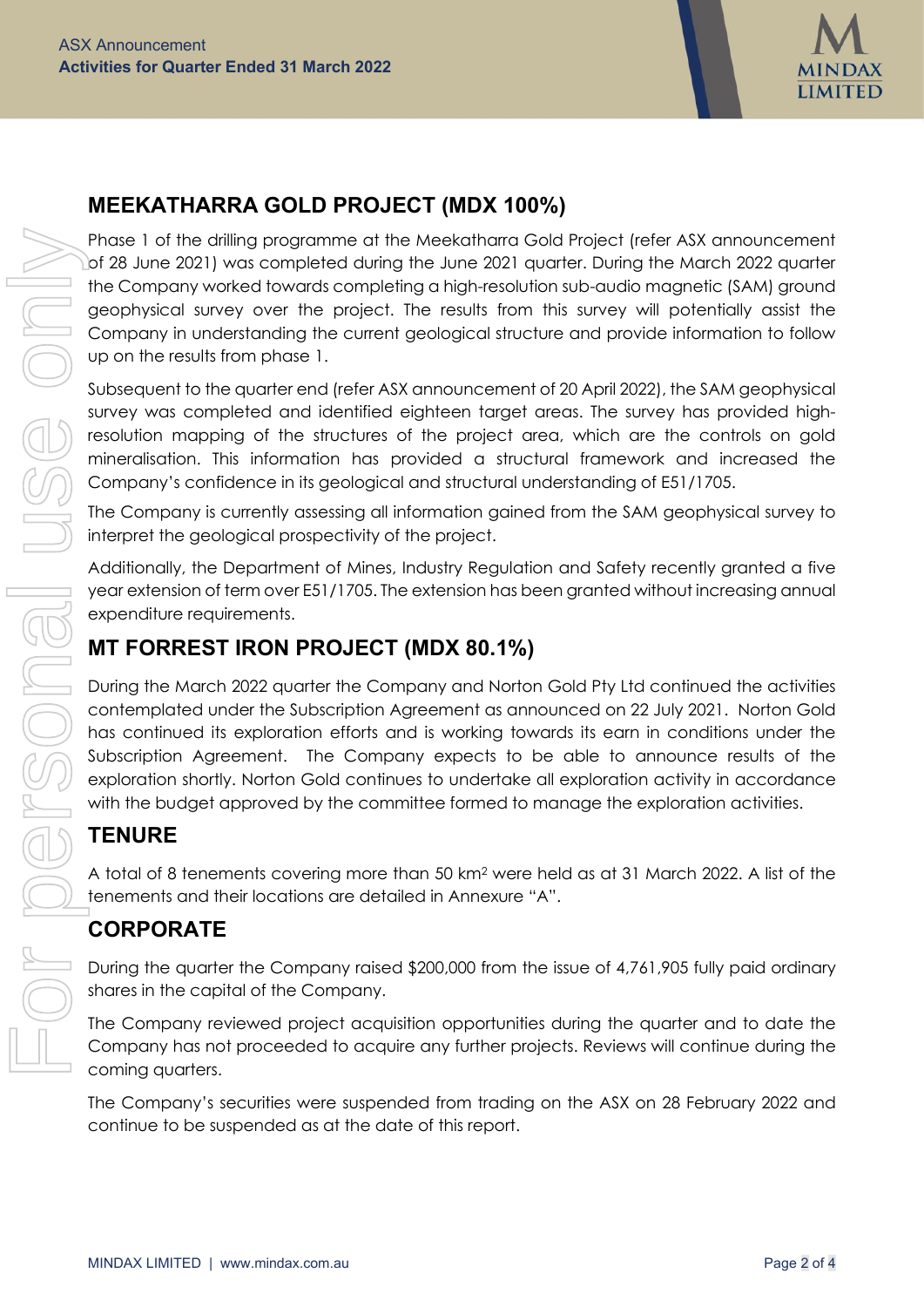## MEEKATHARRA GOLD PROJECT (MDX 100%)

Phase 1 of the drilling programme at the Meekatharra Gold Project (refer ASX announcement of 28 June 2021) was completed during the June 2021 quarter. During the March 2022 quarter the Company worked towards completing a high-resolution sub-audio magnetic (SAM) ground geophysical survey over the project. The results from this survey will potentially assist the Company in understanding the current geological structure and provide information to follow up on the results from phase 1.

Subsequent to the quarter end (refer ASX announcement of 20 April 2022), the SAM geophysical survey was completed and identified eighteen target areas. The survey has provided high-resolution mapping of the structures of the project area, which are the controls on gold mineralisation. This information has provided a structural framework and increased the Company's confidence in its geological and structural understanding of E51/1705.

The Company is currently assessing all information gained from the SAM geophysical survey to interpret the geological prospectivity of the project.

Additionally, the Department of Mines, Industry Regulation and Safety recently granted a five year extension of term over E51/1705. The extension has been granted without increasing annual expenditure requirements.

## MT FORREST IRON PROJECT (MDX 80.1%)

During the March 2022 quarter the Company and Norton Gold Pty Ltd continued the activities contemplated under the Subscription Agreement as announced on 22 July 2021. Norton Gold has continued its exploration efforts and is working towards its earn in conditions under the Subscription Agreement. The Company expects to be able to announce results of the exploration shortly. Norton Gold continues to undertake all exploration activity in accordance with the budget approved by the committee formed to manage the exploration activities.

## TENURE

A total of 8 tenements covering more than 50 km$^2$ were held as at 31 March 2022. A list of the tenements and their locations are detailed in Annexure "A".

## CORPORATE

During the quarter the Company raised $200,000 from the issue of 4,761,905 fully paid ordinary shares in the capital of the Company.

The Company reviewed project acquisition opportunities during the quarter and to date the Company has not proceeded to acquire any further projects. Reviews will continue during the coming quarters.

The Company's securities were suspended from trading on the ASX on 28 February 2022 and continue to be suspended as at the date of this report.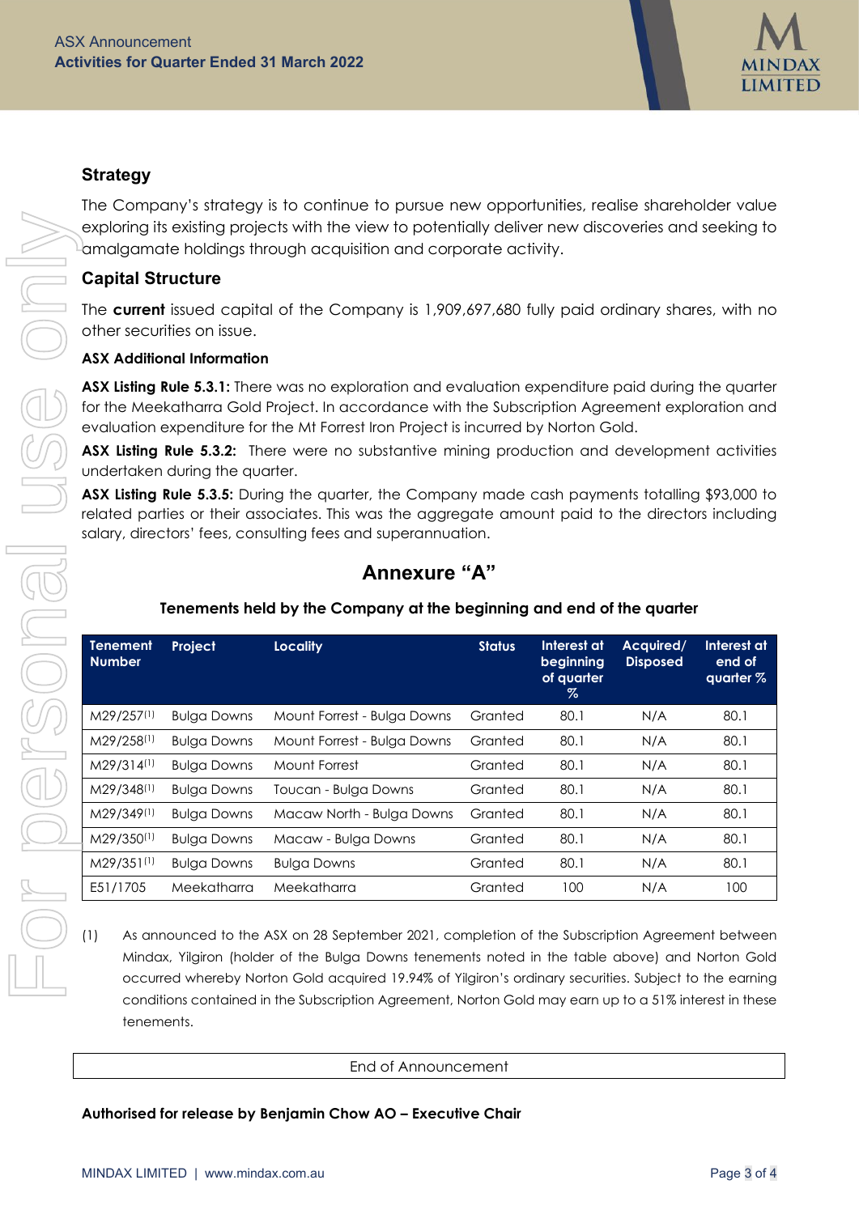## Strategy

The Company's strategy is to continue to pursue new opportunities, realise shareholder value exploring its existing projects with the view to potentially deliver new discoveries and seeking to amalgamate holdings through acquisition and corporate activity.

## Capital Structure

The **current** issued capital of the Company is 1,909,697,680 fully paid ordinary shares, with no other securities on issue.

### ASX Additional Information

**ASX Listing Rule 5.3.1:** There was no exploration and evaluation expenditure paid during the quarter for the Meekatharra Gold Project. In accordance with the Subscription Agreement exploration and evaluation expenditure for the Mt Forrest Iron Project is incurred by Norton Gold.

**ASX Listing Rule 5.3.2:** There were no substantive mining production and development activities undertaken during the quarter.

**ASX Listing Rule 5.3.5:** During the quarter, the Company made cash payments totalling $93,000 to related parties or their associates. This was the aggregate amount paid to the directors including salary, directors' fees, consulting fees and superannuation.

# Annexure "A"

**Tenements held by the Company at the beginning and end of the quarter**

| Tenement Number | Project | Locality | Status | Interest at beginning of quarter % | Acquired/ Disposed | Interest at end of quarter % |
|---|---|---|---|---|---|---|
| M29/257[1] | Bulga Downs | Mount Forrest - Bulga Downs | Granted | 80.1 | N/A | 80.1 |
| M29/258[1] | Bulga Downs | Mount Forrest - Bulga Downs | Granted | 80.1 | N/A | 80.1 |
| M29/314[1] | Bulga Downs | Mount Forrest | Granted | 80.1 | N/A | 80.1 |
| M29/348[1] | Bulga Downs | Toucan - Bulga Downs | Granted | 80.1 | N/A | 80.1 |
| M29/349[1] | Bulga Downs | Macaw North - Bulga Downs | Granted | 80.1 | N/A | 80.1 |
| M29/350[1] | Bulga Downs | Macaw - Bulga Downs | Granted | 80.1 | N/A | 80.1 |
| M29/351[1] | Bulga Downs | Bulga Downs | Granted | 80.1 | N/A | 80.1 |
| E51/1705 | Meekatharra | Meekatharra | Granted | 100 | N/A | 100 |

(1) As announced to the ASX on 28 September 2021, completion of the Subscription Agreement between Mindax, Yilgiron (holder of the Bulga Downs tenements noted in the table above) and Norton Gold occurred whereby Norton Gold acquired 19.94% of Yilgiron's ordinary securities. Subject to the earning conditions contained in the Subscription Agreement, Norton Gold may earn up to a 51% interest in these tenements.

End of Announcement

**Authorised for release by Benjamin Chow AO – Executive Chair**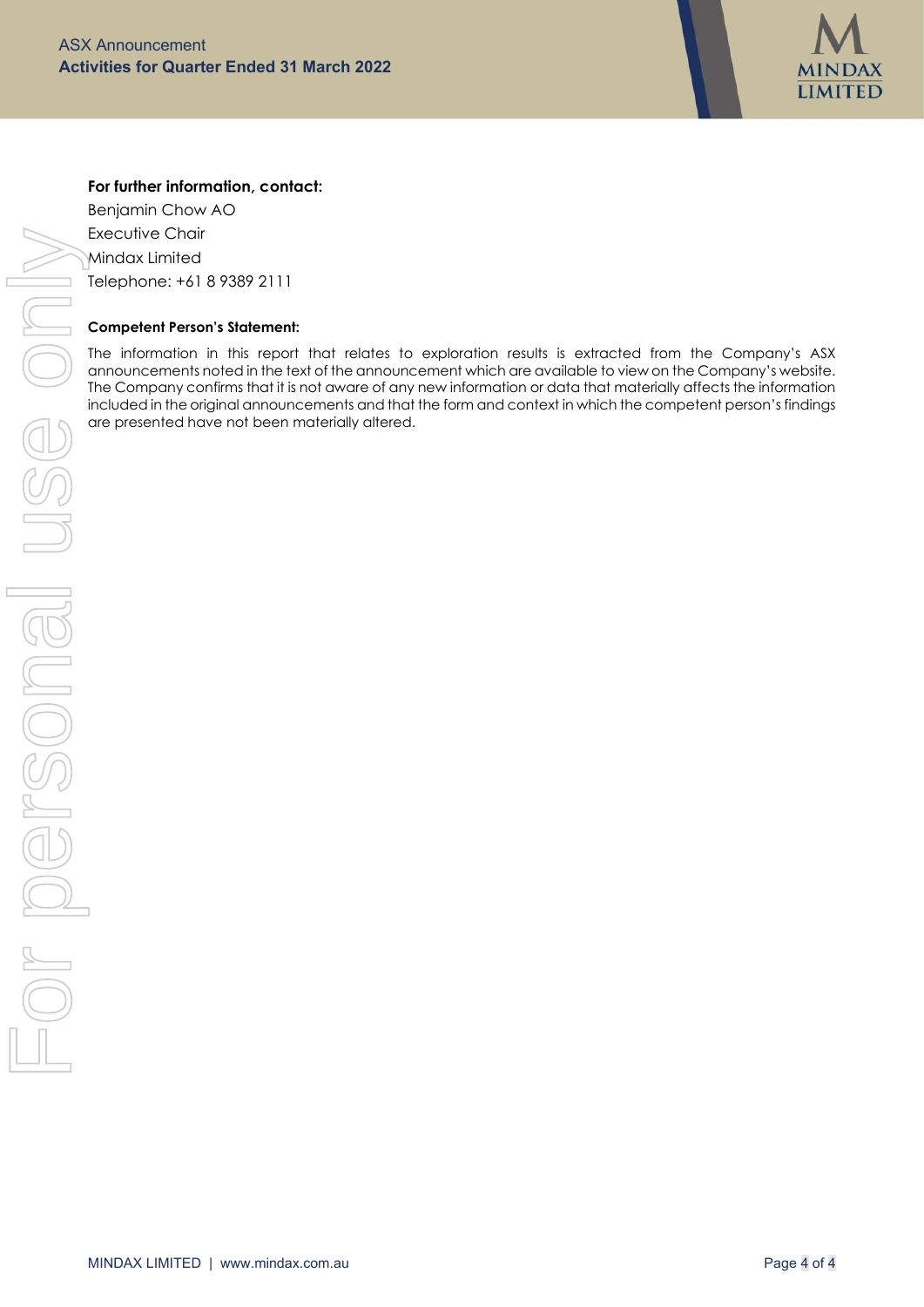**For further information, contact:**

Benjamin Chow AO
Executive Chair
Mindax Limited
Telephone: +61 8 9389 2111

**Competent Person's Statement:**

The information in this report that relates to exploration results is extracted from the Company's ASX announcements noted in the text of the announcement which are available to view on the Company's website. The Company confirms that it is not aware of any new information or data that materially affects the information included in the original announcements and that the form and context in which the competent person's findings are presented have not been materially altered.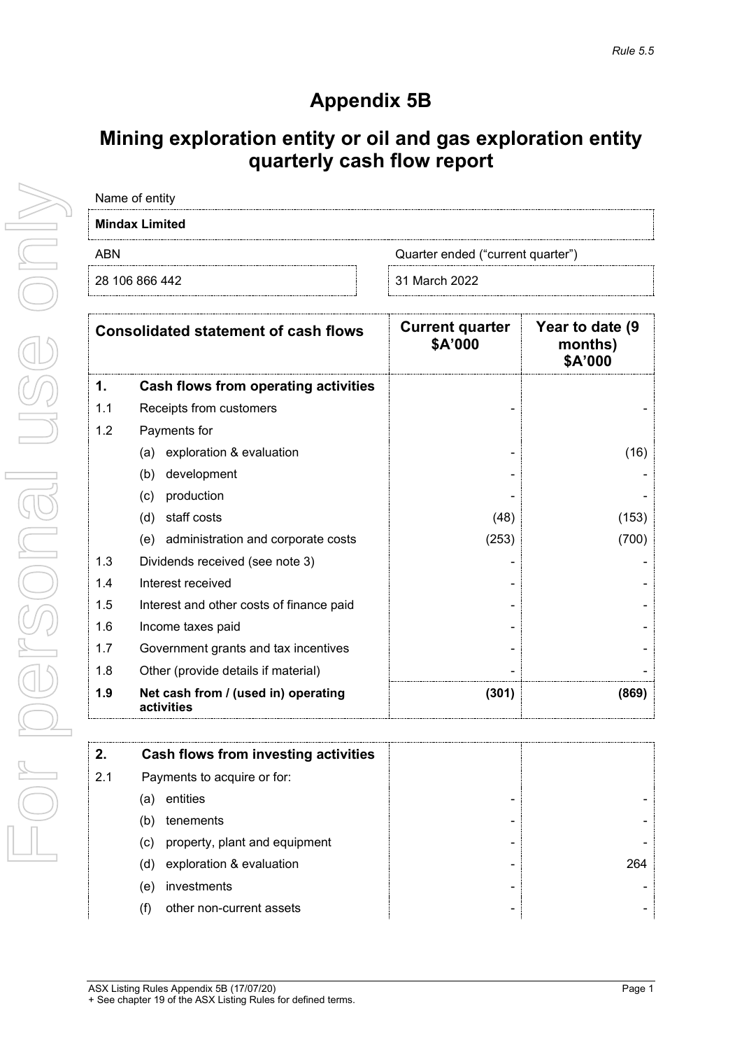# Appendix 5B

## Mining exploration entity or oil and gas exploration entity quarterly cash flow report

| Name of entity | |
|---|---|
| **Mindax Limited** | |
| ABN | Quarter ended ("current quarter") |
| 28 106 866 442 | 31 March 2022 |

| | **Consolidated statement of cash flows** | **Current quarter $A'000** | **Year to date (9 months) $A'000** |
|---|---|---|---|
| **1.** | **Cash flows from operating activities** | | |
| 1.1 | Receipts from customers | - | - |
| 1.2 | Payments for | | |
| | (a) exploration & evaluation | - | (16) |
| | (b) development | - | - |
| | (c) production | - | - |
| | (d) staff costs | (48) | (153) |
| | (e) administration and corporate costs | (253) | (700) |
| 1.3 | Dividends received (see note 3) | - | - |
| 1.4 | Interest received | - | - |
| 1.5 | Interest and other costs of finance paid | - | - |
| 1.6 | Income taxes paid | - | - |
| 1.7 | Government grants and tax incentives | - | - |
| 1.8 | Other (provide details if material) | - | - |
| **1.9** | **Net cash from / (used in) operating activities** | **(301)** | **(869)** |

| | | | |
|---|---|---|---|
| **2.** | **Cash flows from investing activities** | | |
| 2.1 | Payments to acquire or for: | | |
| | (a) entities | - | - |
| | (b) tenements | - | - |
| | (c) property, plant and equipment | - | - |
| | (d) exploration & evaluation | - | 264 |
| | (e) investments | - | - |
| | (f) other non-current assets | - | - |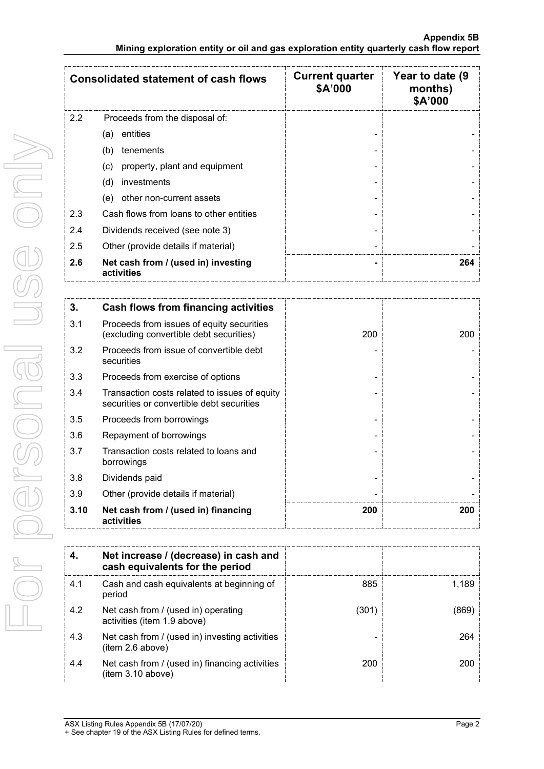| Consolidated statement of cash flows | | Current quarter $A'000 | Year to date (9 months) $A'000 |
|---|---|---|---|
| 2.2 | Proceeds from the disposal of: | | |
| | (a) entities | - | - |
| | (b) tenements | - | - |
| | (c) property, plant and equipment | - | - |
| | (d) investments | - | - |
| | (e) other non-current assets | - | - |
| 2.3 | Cash flows from loans to other entities | - | - |
| 2.4 | Dividends received (see note 3) | - | - |
| 2.5 | Other (provide details if material) | - | - |
| **2.6** | **Net cash from / (used in) investing activities** | **-** | **264** |

| **3.** | **Cash flows from financing activities** | | |
|---|---|---|---|
| 3.1 | Proceeds from issues of equity securities (excluding convertible debt securities) | 200 | 200 |
| 3.2 | Proceeds from issue of convertible debt securities | - | - |
| 3.3 | Proceeds from exercise of options | - | - |
| 3.4 | Transaction costs related to issues of equity securities or convertible debt securities | - | - |
| 3.5 | Proceeds from borrowings | - | - |
| 3.6 | Repayment of borrowings | - | - |
| 3.7 | Transaction costs related to loans and borrowings | - | - |
| 3.8 | Dividends paid | - | - |
| 3.9 | Other (provide details if material) | - | - |
| **3.10** | **Net cash from / (used in) financing activities** | **200** | **200** |

| **4.** | **Net increase / (decrease) in cash and cash equivalents for the period** | | |
|---|---|---|---|
| 4.1 | Cash and cash equivalents at beginning of period | 885 | 1,189 |
| 4.2 | Net cash from / (used in) operating activities (item 1.9 above) | (301) | (869) |
| 4.3 | Net cash from / (used in) investing activities (item 2.6 above) | - | 264 |
| 4.4 | Net cash from / (used in) financing activities (item 3.10 above) | 200 | 200 |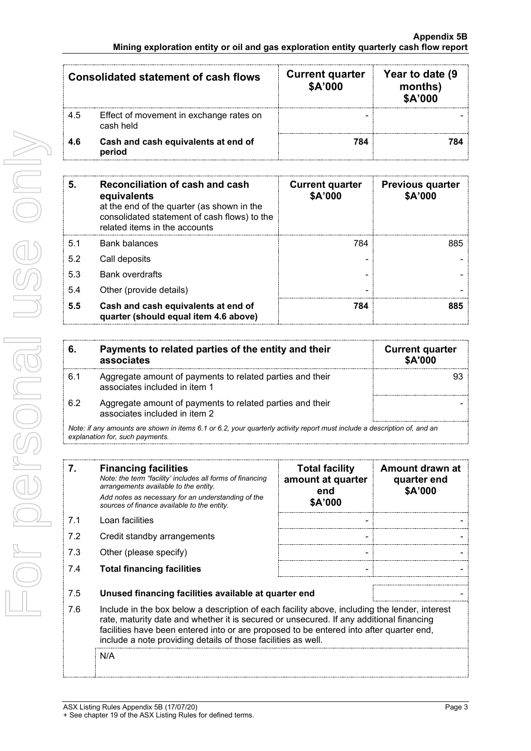| Consolidated statement of cash flows | | Current quarter $A'000 | Year to date (9 months) $A'000 |
|---|---|---|---|
| 4.5 | Effect of movement in exchange rates on cash held | - | - |
| **4.6** | **Cash and cash equivalents at end of period** | **784** | **784** |

| **5.** | **Reconciliation of cash and cash equivalents** at the end of the quarter (as shown in the consolidated statement of cash flows) to the related items in the accounts | **Current quarter $A'000** | **Previous quarter $A'000** |
|---|---|---|---|
| 5.1 | Bank balances | 784 | 885 |
| 5.2 | Call deposits | - | - |
| 5.3 | Bank overdrafts | - | - |
| 5.4 | Other (provide details) | - | - |
| **5.5** | **Cash and cash equivalents at end of quarter (should equal item 4.6 above)** | **784** | **885** |

| **6.** | **Payments to related parties of the entity and their associates** | **Current quarter $A'000** |
|---|---|---|
| 6.1 | Aggregate amount of payments to related parties and their associates included in item 1 | 93 |
| 6.2 | Aggregate amount of payments to related parties and their associates included in item 2 | - |

*Note: if any amounts are shown in items 6.1 or 6.2, your quarterly activity report must include a description of, and an explanation for, such payments.*

| **7.** | **Financing facilities** *Note: the term "facility' includes all forms of financing arrangements available to the entity.* *Add notes as necessary for an understanding of the sources of finance available to the entity.* | **Total facility amount at quarter end $A'000** | **Amount drawn at quarter end $A'000** |
|---|---|---|---|
| 7.1 | Loan facilities | - | - |
| 7.2 | Credit standby arrangements | - | - |
| 7.3 | Other (please specify) | - | - |
| 7.4 | **Total financing facilities** | - | - |

| 7.5 | **Unused financing facilities available at quarter end** | - |
|---|---|---|

7.6 Include in the box below a description of each facility above, including the lender, interest rate, maturity date and whether it is secured or unsecured. If any additional financing facilities have been entered into or are proposed to be entered into after quarter end, include a note providing details of those facilities as well.

N/A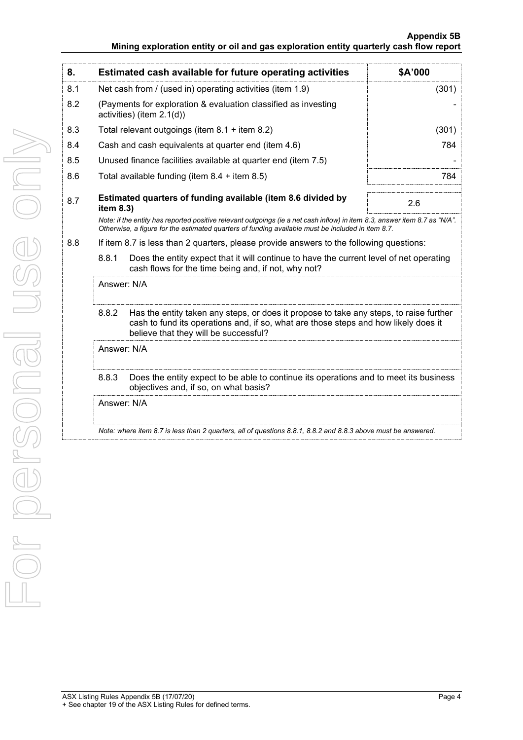| 8. | Estimated cash available for future operating activities | $A'000 |
|---|---|---|
| 8.1 | Net cash from / (used in) operating activities (item 1.9) | (301) |
| 8.2 | (Payments for exploration & evaluation classified as investing activities) (item 2.1(d)) | - |
| 8.3 | Total relevant outgoings (item 8.1 + item 8.2) | (301) |
| 8.4 | Cash and cash equivalents at quarter end (item 4.6) | 784 |
| 8.5 | Unused finance facilities available at quarter end (item 7.5) | - |
| 8.6 | Total available funding (item 8.4 + item 8.5) | 784 |
| 8.7 | **Estimated quarters of funding available (item 8.6 divided by item 8.3)** | 2.6 |

*Note: if the entity has reported positive relevant outgoings (ie a net cash inflow) in item 8.3, answer item 8.7 as "N/A". Otherwise, a figure for the estimated quarters of funding available must be included in item 8.7.*

8.8 If item 8.7 is less than 2 quarters, please provide answers to the following questions:

8.8.1 Does the entity expect that it will continue to have the current level of net operating cash flows for the time being and, if not, why not?

Answer: N/A

8.8.2 Has the entity taken any steps, or does it propose to take any steps, to raise further cash to fund its operations and, if so, what are those steps and how likely does it believe that they will be successful?

Answer: N/A

8.8.3 Does the entity expect to be able to continue its operations and to meet its business objectives and, if so, on what basis?

Answer: N/A

*Note: where item 8.7 is less than 2 quarters, all of questions 8.8.1, 8.8.2 and 8.8.3 above must be answered.*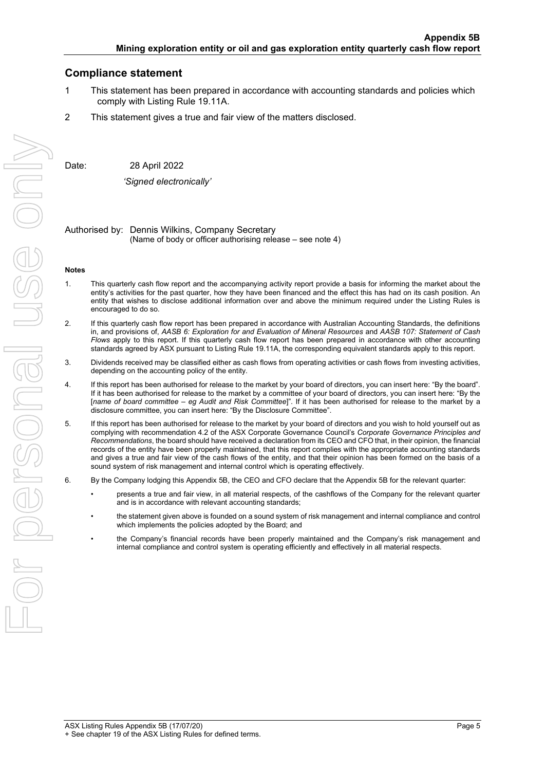## Compliance statement

1 This statement has been prepared in accordance with accounting standards and policies which comply with Listing Rule 19.11A.

2 This statement gives a true and fair view of the matters disclosed.

Date: 28 April 2022

*'Signed electronically'*

Authorised by: Dennis Wilkins, Company Secretary
(Name of body or officer authorising release – see note 4)

#### Notes

1. This quarterly cash flow report and the accompanying activity report provide a basis for informing the market about the entity's activities for the past quarter, how they have been financed and the effect this has had on its cash position. An entity that wishes to disclose additional information over and above the minimum required under the Listing Rules is encouraged to do so.

2. If this quarterly cash flow report has been prepared in accordance with Australian Accounting Standards, the definitions in, and provisions of, *AASB 6: Exploration for and Evaluation of Mineral Resources* and *AASB 107: Statement of Cash Flows* apply to this report. If this quarterly cash flow report has been prepared in accordance with other accounting standards agreed by ASX pursuant to Listing Rule 19.11A, the corresponding equivalent standards apply to this report.

3. Dividends received may be classified either as cash flows from operating activities or cash flows from investing activities, depending on the accounting policy of the entity.

4. If this report has been authorised for release to the market by your board of directors, you can insert here: "By the board". If it has been authorised for release to the market by a committee of your board of directors, you can insert here: "By the [*name of board committee – eg Audit and Risk Committee*]". If it has been authorised for release to the market by a disclosure committee, you can insert here: "By the Disclosure Committee".

5. If this report has been authorised for release to the market by your board of directors and you wish to hold yourself out as complying with recommendation 4.2 of the ASX Corporate Governance Council's *Corporate Governance Principles and Recommendations*, the board should have received a declaration from its CEO and CFO that, in their opinion, the financial records of the entity have been properly maintained, that this report complies with the appropriate accounting standards and gives a true and fair view of the cash flows of the entity, and that their opinion has been formed on the basis of a sound system of risk management and internal control which is operating effectively.

6. By the Company lodging this Appendix 5B, the CEO and CFO declare that the Appendix 5B for the relevant quarter:

   - presents a true and fair view, in all material respects, of the cashflows of the Company for the relevant quarter and is in accordance with relevant accounting standards;
   - the statement given above is founded on a sound system of risk management and internal compliance and control which implements the policies adopted by the Board; and
   - the Company's financial records have been properly maintained and the Company's risk management and internal compliance and control system is operating efficiently and effectively in all material respects.